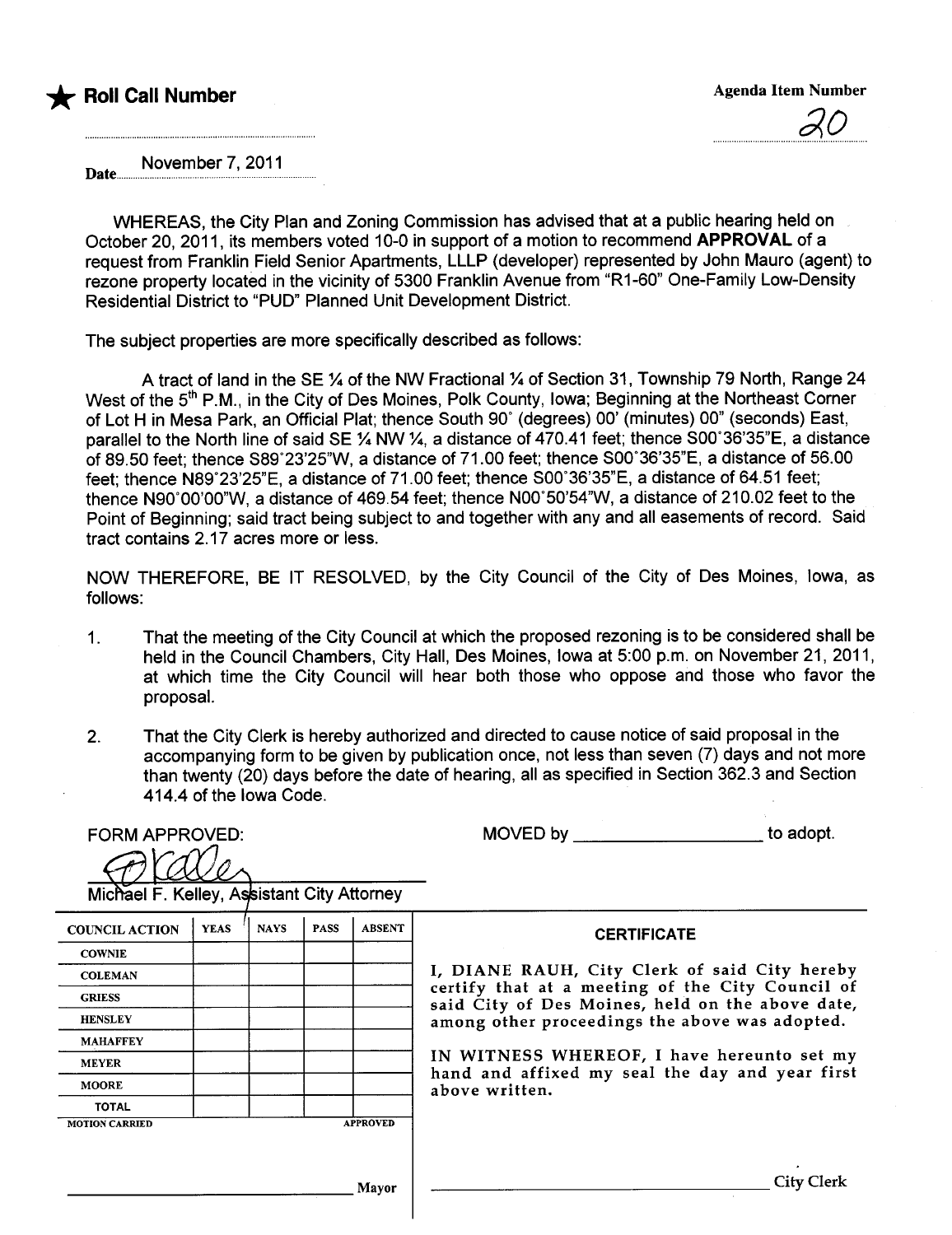★ **Roll Call Number**

**Agenda Item Number**

20

Date November 7, 2011

WHEREAS, the City Plan and Zoning Commission has advised that at a public hearing held on October 20, 2011, its members voted 10-0 in support of a motion to recommend **APPROVAL** of a request from Franklin Field Senior Apartments, LLLP (developer) represented by John Mauro (agent) to rezone property located in the vicinity of 5300 Franklin Avenue from "R1-60" One-Family Low-Density Residential District to "PUD" Planned Unit Development District.

The subject properties are more specifically described as follows:

A tract of land in the SE ¼ of the NW Fractional ¼ of Section 31, Township 79 North, Range 24 West of the 5th P.M., in the City of Des Moines, Polk County, Iowa; Beginning at the Northeast Corner of Lot H in Mesa Park, an Official Plat; thence South 90° (degrees) 00' (minutes) 00" (seconds) East, parallel to the North line of said SE ¼ NW ¼, a distance of 470.41 feet; thence S00°36'35"E, a distance of 89.50 feet; thence S89°23'25"W, a distance of 71.00 feet; thence S00°36'35"E, a distance of 56.00 feet; thence N89°23'25"E, a distance of 71.00 feet; thence S00°36'35"E, a distance of 64.51 feet; thence N90°00'00"W, a distance of 469.54 feet; thence N00°50'54"W, a distance of 210.02 feet to the Point of Beginning; said tract being subject to and together with any and all easements of record. Said tract contains 2.17 acres more or less.

NOW THEREFORE, BE IT RESOLVED, by the City Council of the City of Des Moines, Iowa, as follows:

1. That the meeting of the City Council at which the proposed rezoning is to be considered shall be held in the Council Chambers, City Hall, Des Moines, Iowa at 5:00 p.m. on November 21, 2011, at which time the City Council will hear both those who oppose and those who favor the proposal.

2. That the City Clerk is hereby authorized and directed to cause notice of said proposal in the accompanying form to be given by publication once, not less than seven (7) days and not more than twenty (20) days before the date of hearing, all as specified in Section 362.3 and Section 414.4 of the Iowa Code.

FORM APPROVED:

Michael F. Kelley, Assistant City Attorney

MOVED by ____________________ to adopt.

| COUNCIL ACTION | YEAS | NAYS | PASS | ABSENT |
|---|---|---|---|---|
| COWNIE | | | | |
| COLEMAN | | | | |
| GRIESS | | | | |
| HENSLEY | | | | |
| MAHAFFEY | | | | |
| MEYER | | | | |
| MOORE | | | | |
| TOTAL | | | | |
| MOTION CARRIED | | | | APPROVED |

____________________ Mayor

**CERTIFICATE**

I, DIANE RAUH, City Clerk of said City hereby certify that at a meeting of the City Council of said City of Des Moines, held on the above date, among other proceedings the above was adopted.

IN WITNESS WHEREOF, I have hereunto set my hand and affixed my seal the day and year first above written.

____________________ City Clerk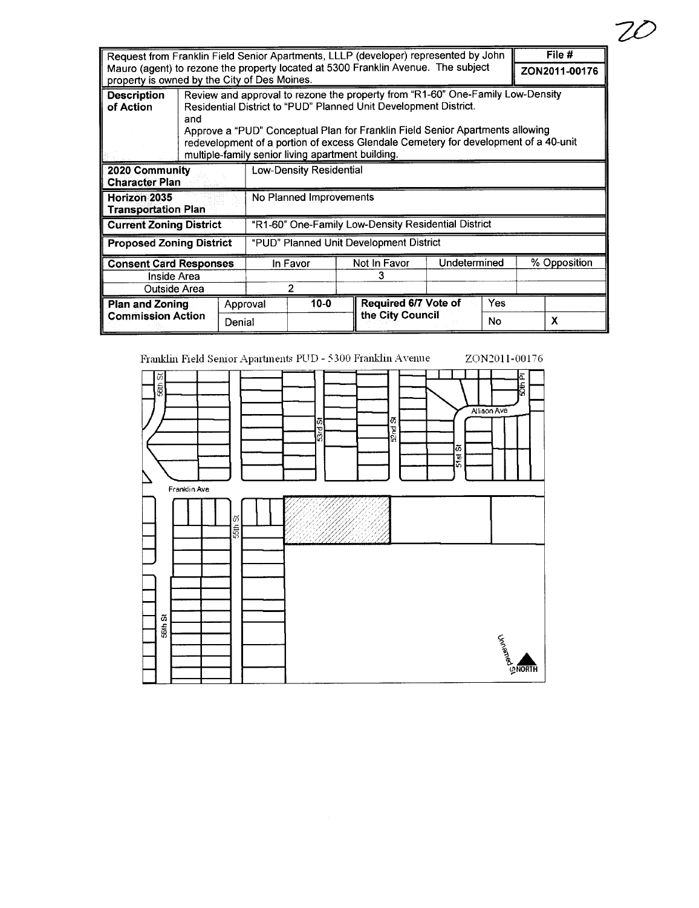20

| Request from Franklin Field Senior Apartments, LLLP (developer) represented by John Mauro (agent) to rezone the property located at 5300 Franklin Avenue. The subject property is owned by the City of Des Moines. | | | | | | | File # ZON2011-00176 |
|---|---|---|---|---|---|---|---|
| **Description of Action** | Review and approval to rezone the property from "R1-60" One-Family Low-Density Residential District to "PUD" Planned Unit Development District. and Approve a "PUD" Conceptual Plan for Franklin Field Senior Apartments allowing redevelopment of a portion of excess Glendale Cemetery for development of a 40-unit multiple-family senior living apartment building. | | | | | | |
| **2020 Community Character Plan** | Low-Density Residential | | | | | | |
| **Horizon 2035 Transportation Plan** | No Planned Improvements | | | | | | |
| **Current Zoning District** | "R1-60" One-Family Low-Density Residential District | | | | | | |
| **Proposed Zoning District** | "PUD" Planned Unit Development District | | | | | | |
| **Consent Card Responses** | | In Favor | | Not In Favor | Undetermined | | % Opposition |
| Inside Area | | | | 3 | | | |
| Outside Area | | 2 | | | | | |
| **Plan and Zoning Commission Action** | Approval | 10-0 | | Required 6/7 Vote of the City Council | Yes | | |
| | Denial | | | | No | | X |

Franklin Field Senior Apartments PUD - 5300 Franklin Avenue ZON2011-00176

56th St, 53rd St, 52nd St, 51st St, 50th Pl, Allison Ave, Franklin Ave, 55th St, 56th St, Unnamed St, NORTH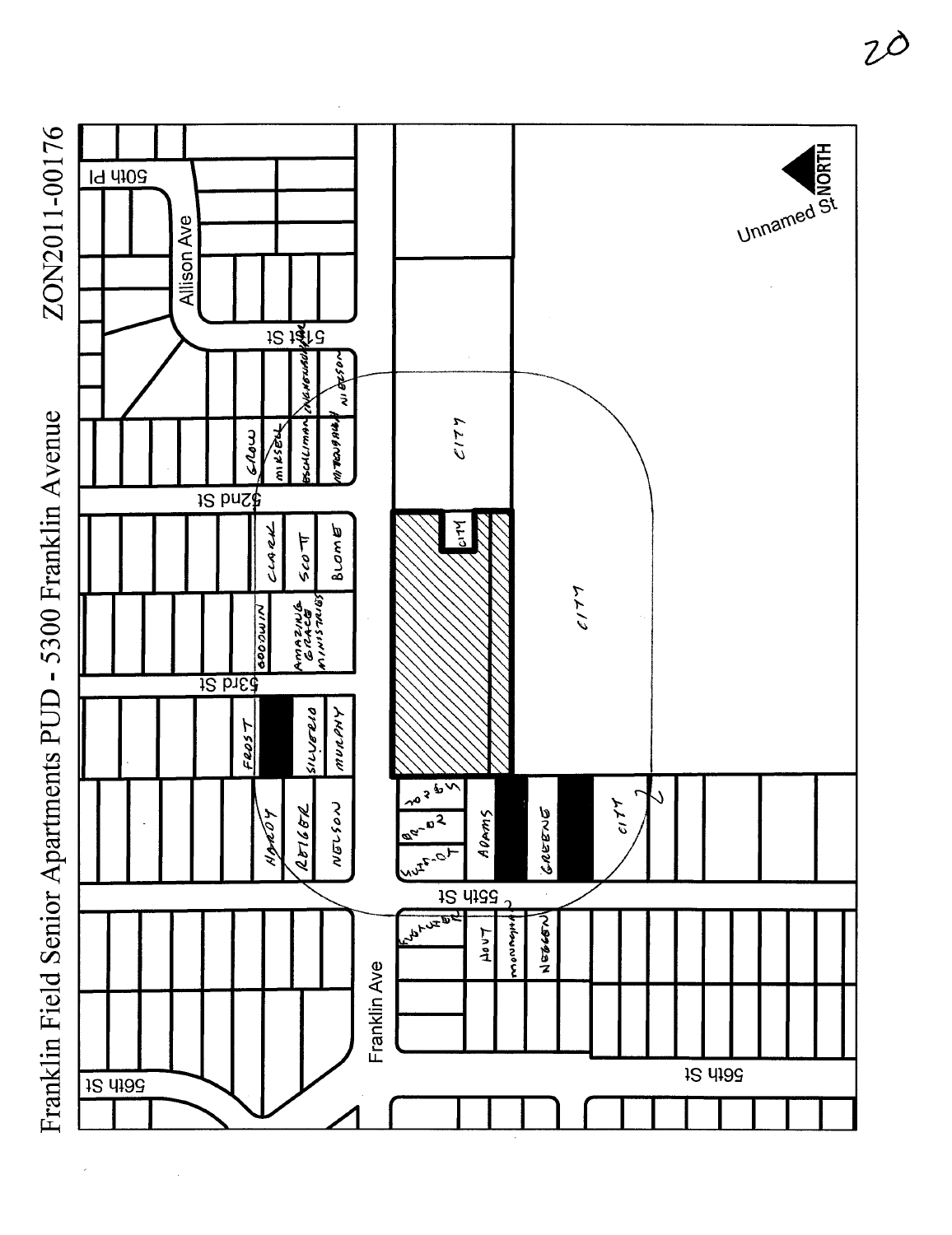# Franklin Field Senior Apartments PUD - 5300 Franklin Avenue

ZON2011-00176

50th Pl

Allison Ave

51st St

52nd St

53rd St

55th St

56th St

Franklin Ave

Unnamed St

NORTH

GROW

MIKSELL

ESCHLIMAN

CHAUGHRUGHY

NIELSON

MCTOUGHAUGH

CLARK

SCOTT

BLOME

GOODWIN

AMAZING GRACE MINISTRIES

FROST

SILVERIO

MURPHY

HARDY

REIGER

NELSON

CITY

ADAMS

GREENE

HOUT

MONROE

NEGGEN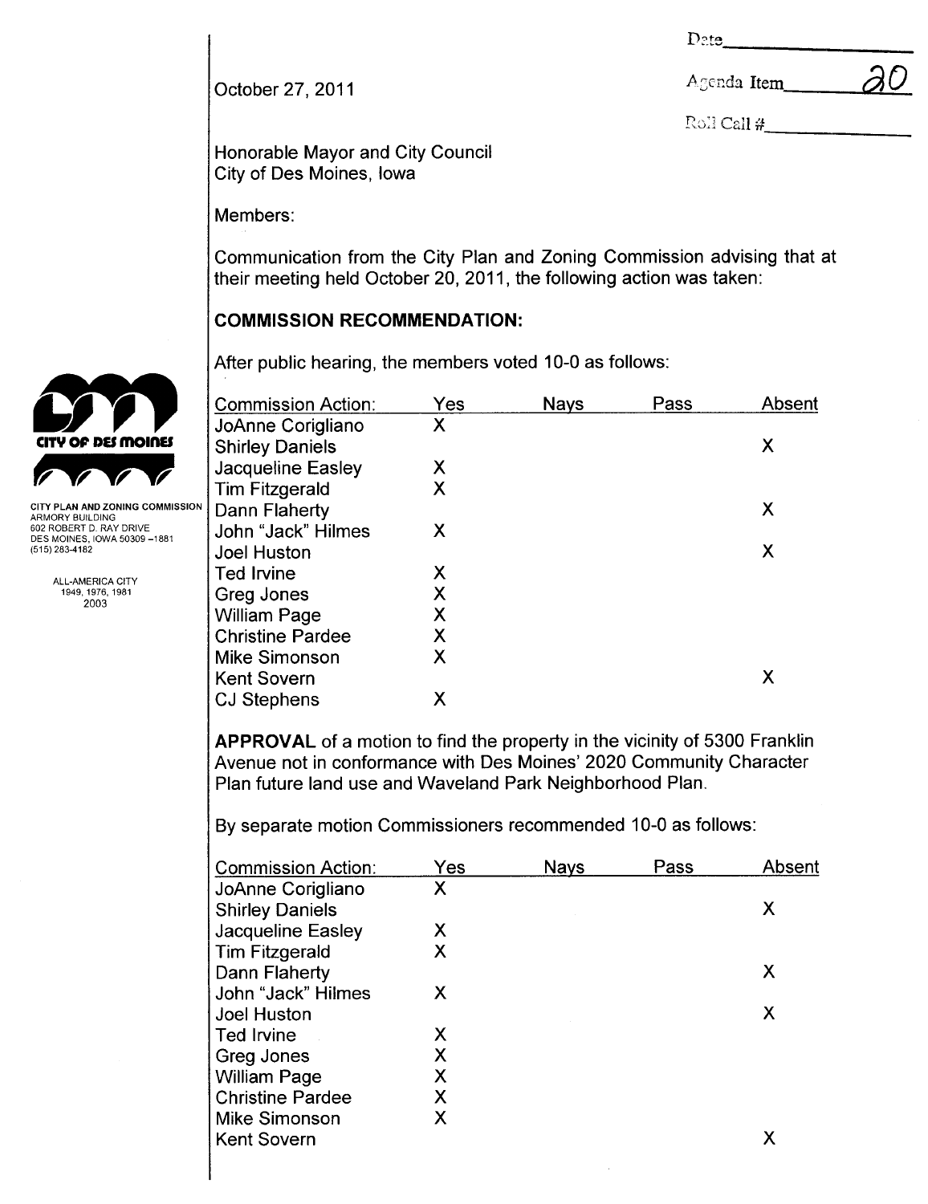Date\_\_\_\_\_\_\_\_\_\_\_\_\_\_

Agenda Item 20

Roll Call #\_\_\_\_\_\_\_\_\_\_\_\_

October 27, 2011

CITY PLAN AND ZONING COMMISSION
ARMORY BUILDING
602 ROBERT D. RAY DRIVE
DES MOINES, IOWA 50309-1881
(515) 283-4182

ALL-AMERICA CITY
1949, 1976, 1981
2003

Honorable Mayor and City Council
City of Des Moines, Iowa

Members:

Communication from the City Plan and Zoning Commission advising that at their meeting held October 20, 2011, the following action was taken:

## COMMISSION RECOMMENDATION:

After public hearing, the members voted 10-0 as follows:

| Commission Action: | Yes | Nays | Pass | Absent |
|---|---|---|---|---|
| JoAnne Corigliano | X | | | |
| Shirley Daniels | | | | X |
| Jacqueline Easley | X | | | |
| Tim Fitzgerald | X | | | |
| Dann Flaherty | | | | X |
| John "Jack" Hilmes | X | | | |
| Joel Huston | | | | X |
| Ted Irvine | X | | | |
| Greg Jones | X | | | |
| William Page | X | | | |
| Christine Pardee | X | | | |
| Mike Simonson | X | | | |
| Kent Sovern | | | | X |
| CJ Stephens | X | | | |

**APPROVAL** of a motion to find the property in the vicinity of 5300 Franklin Avenue not in conformance with Des Moines' 2020 Community Character Plan future land use and Waveland Park Neighborhood Plan.

By separate motion Commissioners recommended 10-0 as follows:

| Commission Action: | Yes | Nays | Pass | Absent |
|---|---|---|---|---|
| JoAnne Corigliano | X | | | |
| Shirley Daniels | | | | X |
| Jacqueline Easley | X | | | |
| Tim Fitzgerald | X | | | |
| Dann Flaherty | | | | X |
| John "Jack" Hilmes | X | | | |
| Joel Huston | | | | X |
| Ted Irvine | X | | | |
| Greg Jones | X | | | |
| William Page | X | | | |
| Christine Pardee | X | | | |
| Mike Simonson | X | | | |
| Kent Sovern | | | | X |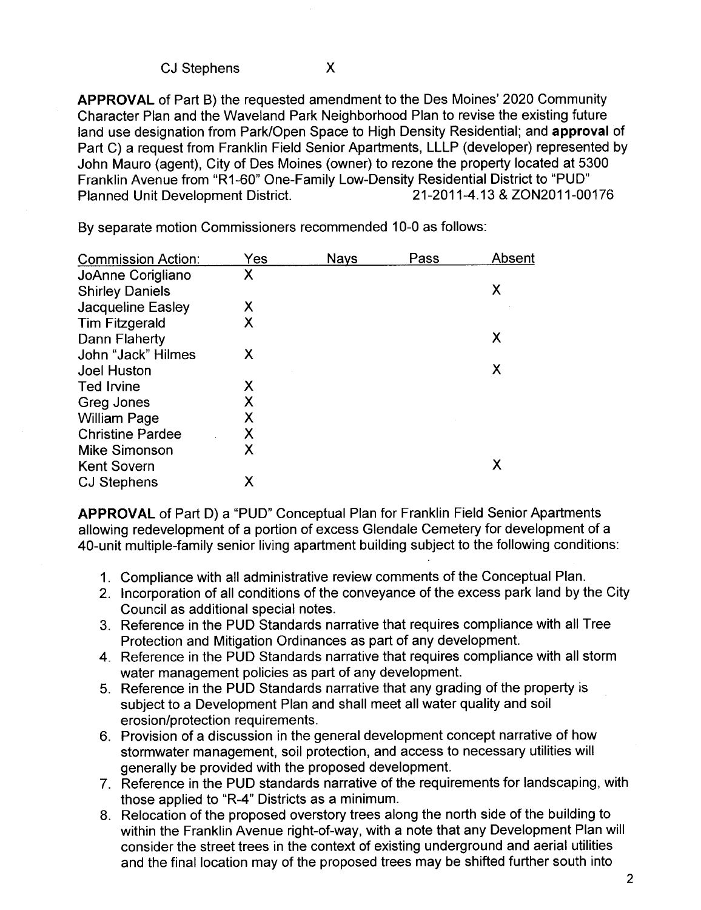| | | | | |
|---|---|---|---|---|
| CJ Stephens | X | | | |

**APPROVAL** of Part B) the requested amendment to the Des Moines' 2020 Community Character Plan and the Waveland Park Neighborhood Plan to revise the existing future land use designation from Park/Open Space to High Density Residential; and **approval** of Part C) a request from Franklin Field Senior Apartments, LLLP (developer) represented by John Mauro (agent), City of Des Moines (owner) to rezone the property located at 5300 Franklin Avenue from "R1-60" One-Family Low-Density Residential District to "PUD" Planned Unit Development District. 21-2011-4.13 & ZON2011-00176

By separate motion Commissioners recommended 10-0 as follows:

| Commission Action: | Yes | Nays | Pass | Absent |
|---|---|---|---|---|
| JoAnne Corigliano | X | | | |
| Shirley Daniels | | | | X |
| Jacqueline Easley | X | | | |
| Tim Fitzgerald | X | | | |
| Dann Flaherty | | | | X |
| John "Jack" Hilmes | X | | | |
| Joel Huston | | | | X |
| Ted Irvine | X | | | |
| Greg Jones | X | | | |
| William Page | X | | | |
| Christine Pardee | X | | | |
| Mike Simonson | X | | | |
| Kent Sovern | | | | X |
| CJ Stephens | X | | | |

**APPROVAL** of Part D) a "PUD" Conceptual Plan for Franklin Field Senior Apartments allowing redevelopment of a portion of excess Glendale Cemetery for development of a 40-unit multiple-family senior living apartment building subject to the following conditions:

1. Compliance with all administrative review comments of the Conceptual Plan.
2. Incorporation of all conditions of the conveyance of the excess park land by the City Council as additional special notes.
3. Reference in the PUD Standards narrative that requires compliance with all Tree Protection and Mitigation Ordinances as part of any development.
4. Reference in the PUD Standards narrative that requires compliance with all storm water management policies as part of any development.
5. Reference in the PUD Standards narrative that any grading of the property is subject to a Development Plan and shall meet all water quality and soil erosion/protection requirements.
6. Provision of a discussion in the general development concept narrative of how stormwater management, soil protection, and access to necessary utilities will generally be provided with the proposed development.
7. Reference in the PUD standards narrative of the requirements for landscaping, with those applied to "R-4" Districts as a minimum.
8. Relocation of the proposed overstory trees along the north side of the building to within the Franklin Avenue right-of-way, with a note that any Development Plan will consider the street trees in the context of existing underground and aerial utilities and the final location may of the proposed trees may be shifted further south into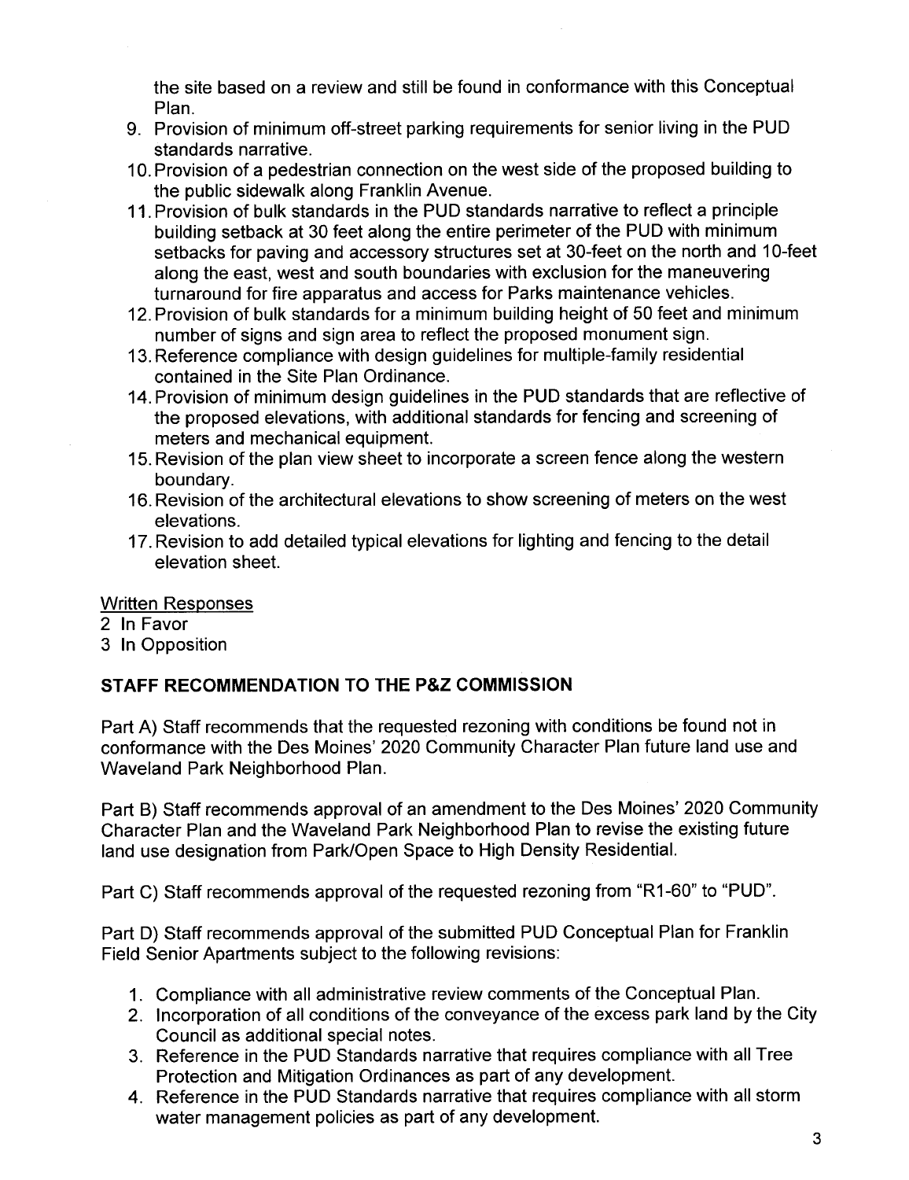the site based on a review and still be found in conformance with this Conceptual Plan.

9. Provision of minimum off-street parking requirements for senior living in the PUD standards narrative.
10. Provision of a pedestrian connection on the west side of the proposed building to the public sidewalk along Franklin Avenue.
11. Provision of bulk standards in the PUD standards narrative to reflect a principle building setback at 30 feet along the entire perimeter of the PUD with minimum setbacks for paving and accessory structures set at 30-feet on the north and 10-feet along the east, west and south boundaries with exclusion for the maneuvering turnaround for fire apparatus and access for Parks maintenance vehicles.
12. Provision of bulk standards for a minimum building height of 50 feet and minimum number of signs and sign area to reflect the proposed monument sign.
13. Reference compliance with design guidelines for multiple-family residential contained in the Site Plan Ordinance.
14. Provision of minimum design guidelines in the PUD standards that are reflective of the proposed elevations, with additional standards for fencing and screening of meters and mechanical equipment.
15. Revision of the plan view sheet to incorporate a screen fence along the western boundary.
16. Revision of the architectural elevations to show screening of meters on the west elevations.
17. Revision to add detailed typical elevations for lighting and fencing to the detail elevation sheet.

Written Responses
2 In Favor
3 In Opposition

**STAFF RECOMMENDATION TO THE P&Z COMMISSION**

Part A) Staff recommends that the requested rezoning with conditions be found not in conformance with the Des Moines' 2020 Community Character Plan future land use and Waveland Park Neighborhood Plan.

Part B) Staff recommends approval of an amendment to the Des Moines' 2020 Community Character Plan and the Waveland Park Neighborhood Plan to revise the existing future land use designation from Park/Open Space to High Density Residential.

Part C) Staff recommends approval of the requested rezoning from "R1-60" to "PUD".

Part D) Staff recommends approval of the submitted PUD Conceptual Plan for Franklin Field Senior Apartments subject to the following revisions:

1. Compliance with all administrative review comments of the Conceptual Plan.
2. Incorporation of all conditions of the conveyance of the excess park land by the City Council as additional special notes.
3. Reference in the PUD Standards narrative that requires compliance with all Tree Protection and Mitigation Ordinances as part of any development.
4. Reference in the PUD Standards narrative that requires compliance with all storm water management policies as part of any development.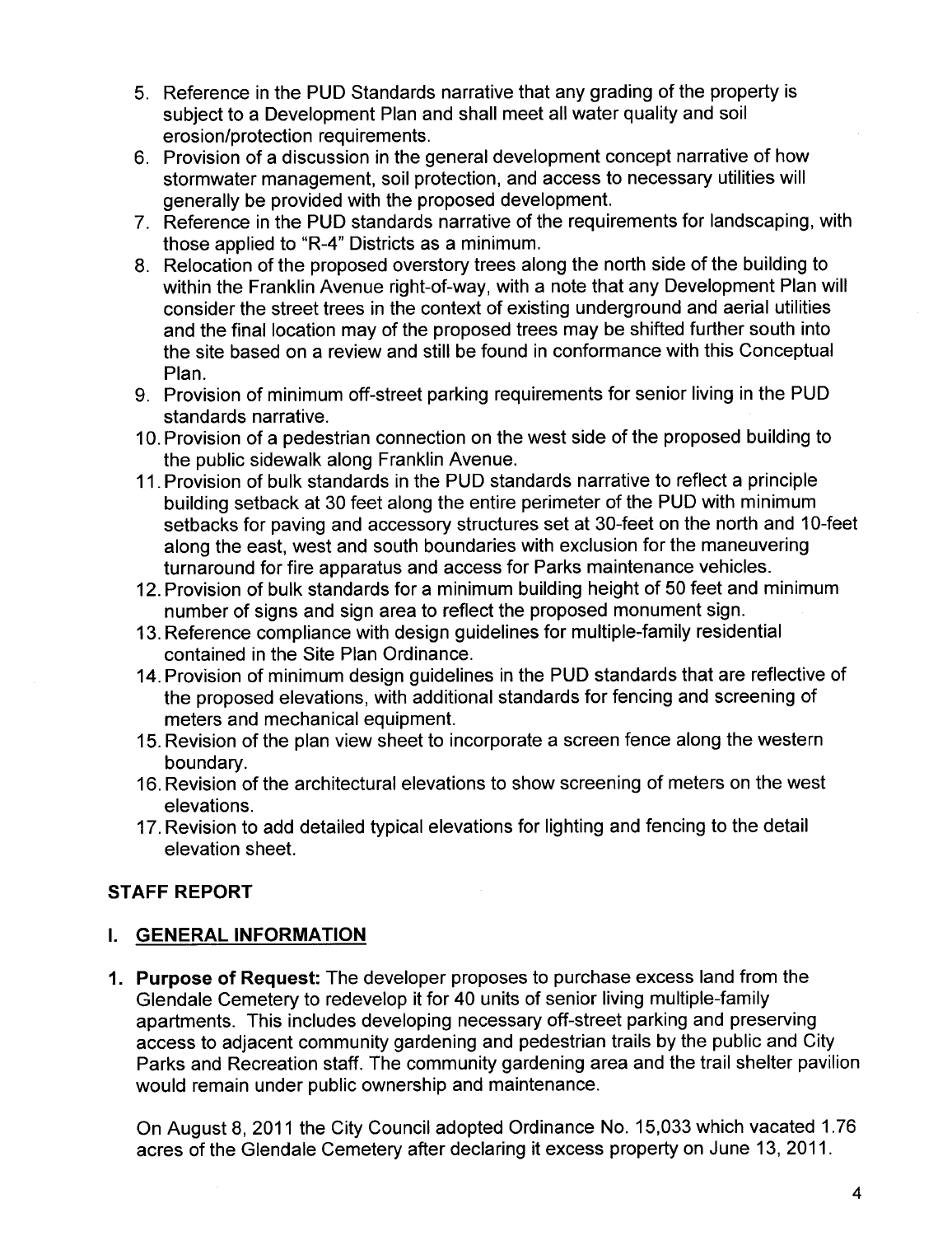5. Reference in the PUD Standards narrative that any grading of the property is subject to a Development Plan and shall meet all water quality and soil erosion/protection requirements.
6. Provision of a discussion in the general development concept narrative of how stormwater management, soil protection, and access to necessary utilities will generally be provided with the proposed development.
7. Reference in the PUD standards narrative of the requirements for landscaping, with those applied to "R-4" Districts as a minimum.
8. Relocation of the proposed overstory trees along the north side of the building to within the Franklin Avenue right-of-way, with a note that any Development Plan will consider the street trees in the context of existing underground and aerial utilities and the final location may of the proposed trees may be shifted further south into the site based on a review and still be found in conformance with this Conceptual Plan.
9. Provision of minimum off-street parking requirements for senior living in the PUD standards narrative.
10. Provision of a pedestrian connection on the west side of the proposed building to the public sidewalk along Franklin Avenue.
11. Provision of bulk standards in the PUD standards narrative to reflect a principle building setback at 30 feet along the entire perimeter of the PUD with minimum setbacks for paving and accessory structures set at 30-feet on the north and 10-feet along the east, west and south boundaries with exclusion for the maneuvering turnaround for fire apparatus and access for Parks maintenance vehicles.
12. Provision of bulk standards for a minimum building height of 50 feet and minimum number of signs and sign area to reflect the proposed monument sign.
13. Reference compliance with design guidelines for multiple-family residential contained in the Site Plan Ordinance.
14. Provision of minimum design guidelines in the PUD standards that are reflective of the proposed elevations, with additional standards for fencing and screening of meters and mechanical equipment.
15. Revision of the plan view sheet to incorporate a screen fence along the western boundary.
16. Revision of the architectural elevations to show screening of meters on the west elevations.
17. Revision to add detailed typical elevations for lighting and fencing to the detail elevation sheet.

## STAFF REPORT

## I. GENERAL INFORMATION

1. **Purpose of Request:** The developer proposes to purchase excess land from the Glendale Cemetery to redevelop it for 40 units of senior living multiple-family apartments. This includes developing necessary off-street parking and preserving access to adjacent community gardening and pedestrian trails by the public and City Parks and Recreation staff. The community gardening area and the trail shelter pavilion would remain under public ownership and maintenance.

   On August 8, 2011 the City Council adopted Ordinance No. 15,033 which vacated 1.76 acres of the Glendale Cemetery after declaring it excess property on June 13, 2011.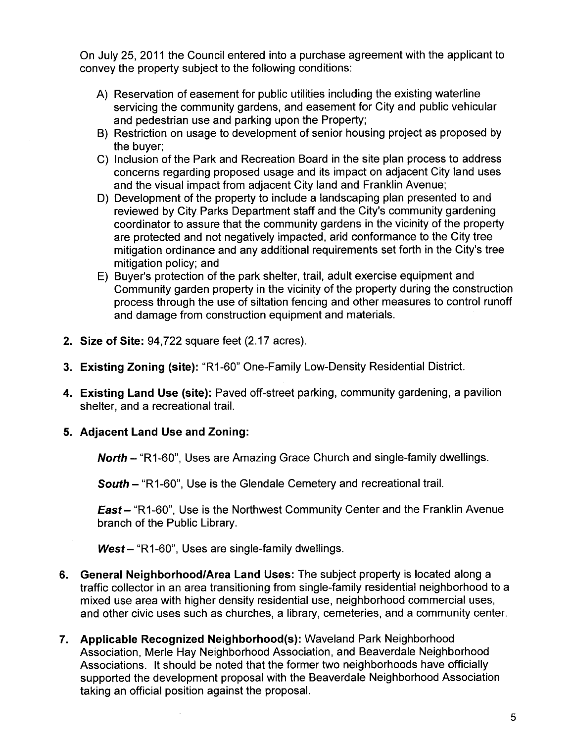On July 25, 2011 the Council entered into a purchase agreement with the applicant to convey the property subject to the following conditions:

A) Reservation of easement for public utilities including the existing waterline servicing the community gardens, and easement for City and public vehicular and pedestrian use and parking upon the Property;
B) Restriction on usage to development of senior housing project as proposed by the buyer;
C) Inclusion of the Park and Recreation Board in the site plan process to address concerns regarding proposed usage and its impact on adjacent City land uses and the visual impact from adjacent City land and Franklin Avenue;
D) Development of the property to include a landscaping plan presented to and reviewed by City Parks Department staff and the City's community gardening coordinator to assure that the community gardens in the vicinity of the property are protected and not negatively impacted, arid conformance to the City tree mitigation ordinance and any additional requirements set forth in the City's tree mitigation policy; and
E) Buyer's protection of the park shelter, trail, adult exercise equipment and Community garden property in the vicinity of the property during the construction process through the use of siltation fencing and other measures to control runoff and damage from construction equipment and materials.

2. **Size of Site:** 94,722 square feet (2.17 acres).

3. **Existing Zoning (site):** "R1-60" One-Family Low-Density Residential District.

4. **Existing Land Use (site):** Paved off-street parking, community gardening, a pavilion shelter, and a recreational trail.

5. **Adjacent Land Use and Zoning:**

   ***North*** – "R1-60", Uses are Amazing Grace Church and single-family dwellings.

   ***South*** – "R1-60", Use is the Glendale Cemetery and recreational trail.

   ***East*** – "R1-60", Use is the Northwest Community Center and the Franklin Avenue branch of the Public Library.

   ***West*** – "R1-60", Uses are single-family dwellings.

6. **General Neighborhood/Area Land Uses:** The subject property is located along a traffic collector in an area transitioning from single-family residential neighborhood to a mixed use area with higher density residential use, neighborhood commercial uses, and other civic uses such as churches, a library, cemeteries, and a community center.

7. **Applicable Recognized Neighborhood(s):** Waveland Park Neighborhood Association, Merle Hay Neighborhood Association, and Beaverdale Neighborhood Associations. It should be noted that the former two neighborhoods have officially supported the development proposal with the Beaverdale Neighborhood Association taking an official position against the proposal.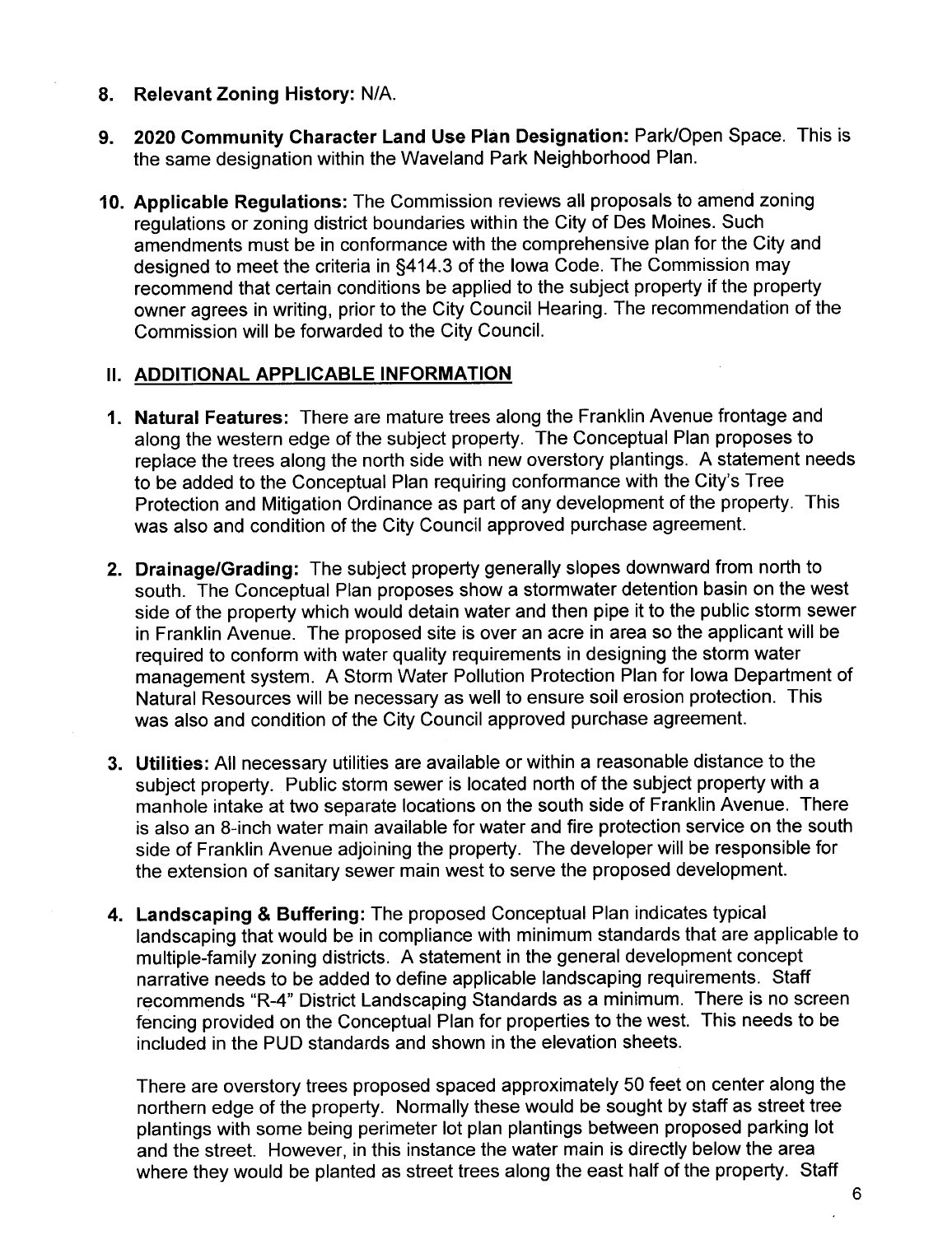8. **Relevant Zoning History:** N/A.

9. **2020 Community Character Land Use Plan Designation:** Park/Open Space. This is the same designation within the Waveland Park Neighborhood Plan.

10. **Applicable Regulations:** The Commission reviews all proposals to amend zoning regulations or zoning district boundaries within the City of Des Moines. Such amendments must be in conformance with the comprehensive plan for the City and designed to meet the criteria in §414.3 of the Iowa Code. The Commission may recommend that certain conditions be applied to the subject property if the property owner agrees in writing, prior to the City Council Hearing. The recommendation of the Commission will be forwarded to the City Council.

## II. ADDITIONAL APPLICABLE INFORMATION

1. **Natural Features:** There are mature trees along the Franklin Avenue frontage and along the western edge of the subject property. The Conceptual Plan proposes to replace the trees along the north side with new overstory plantings. A statement needs to be added to the Conceptual Plan requiring conformance with the City's Tree Protection and Mitigation Ordinance as part of any development of the property. This was also and condition of the City Council approved purchase agreement.

2. **Drainage/Grading:** The subject property generally slopes downward from north to south. The Conceptual Plan proposes show a stormwater detention basin on the west side of the property which would detain water and then pipe it to the public storm sewer in Franklin Avenue. The proposed site is over an acre in area so the applicant will be required to conform with water quality requirements in designing the storm water management system. A Storm Water Pollution Protection Plan for Iowa Department of Natural Resources will be necessary as well to ensure soil erosion protection. This was also and condition of the City Council approved purchase agreement.

3. **Utilities:** All necessary utilities are available or within a reasonable distance to the subject property. Public storm sewer is located north of the subject property with a manhole intake at two separate locations on the south side of Franklin Avenue. There is also an 8-inch water main available for water and fire protection service on the south side of Franklin Avenue adjoining the property. The developer will be responsible for the extension of sanitary sewer main west to serve the proposed development.

4. **Landscaping & Buffering:** The proposed Conceptual Plan indicates typical landscaping that would be in compliance with minimum standards that are applicable to multiple-family zoning districts. A statement in the general development concept narrative needs to be added to define applicable landscaping requirements. Staff recommends "R-4" District Landscaping Standards as a minimum. There is no screen fencing provided on the Conceptual Plan for properties to the west. This needs to be included in the PUD standards and shown in the elevation sheets.

   There are overstory trees proposed spaced approximately 50 feet on center along the northern edge of the property. Normally these would be sought by staff as street tree plantings with some being perimeter lot plan plantings between proposed parking lot and the street. However, in this instance the water main is directly below the area where they would be planted as street trees along the east half of the property. Staff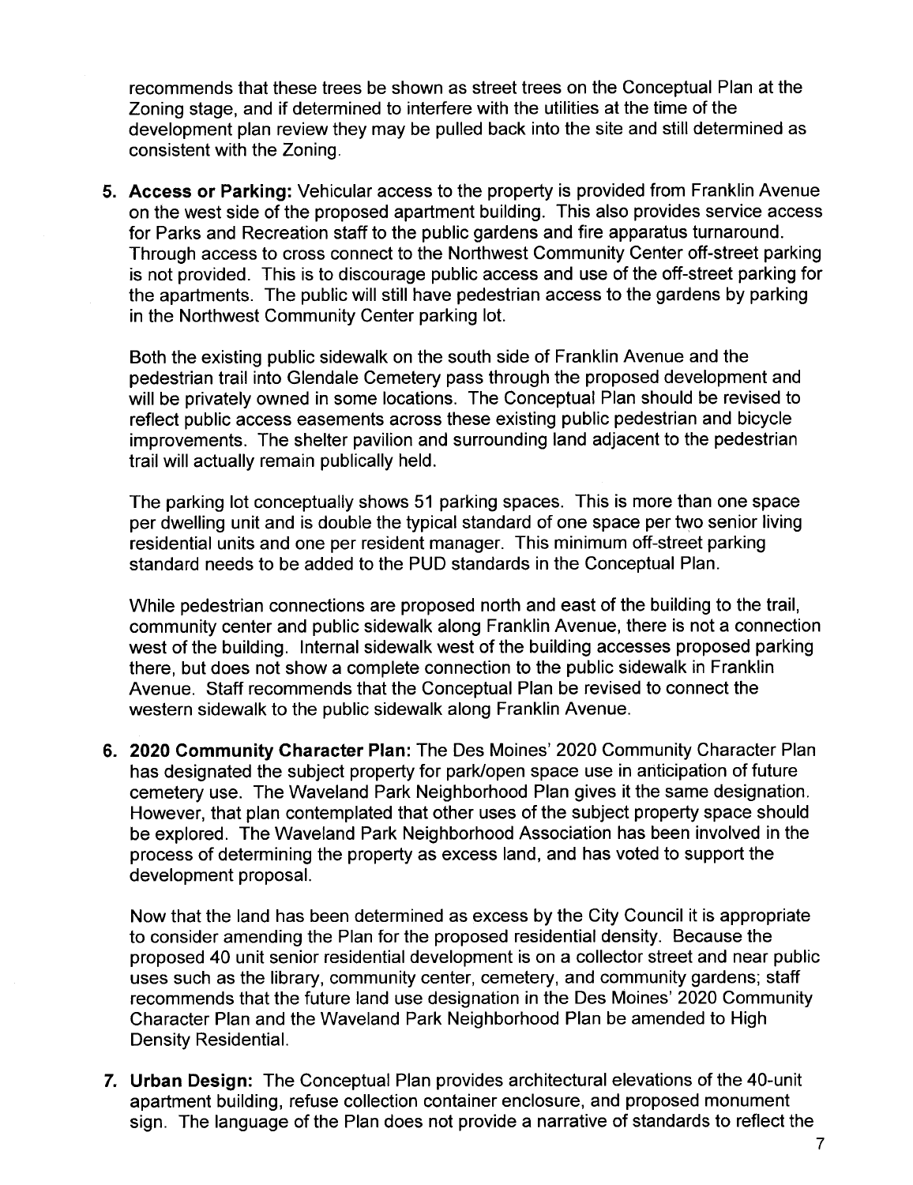recommends that these trees be shown as street trees on the Conceptual Plan at the Zoning stage, and if determined to interfere with the utilities at the time of the development plan review they may be pulled back into the site and still determined as consistent with the Zoning.

5. **Access or Parking:** Vehicular access to the property is provided from Franklin Avenue on the west side of the proposed apartment building. This also provides service access for Parks and Recreation staff to the public gardens and fire apparatus turnaround. Through access to cross connect to the Northwest Community Center off-street parking is not provided. This is to discourage public access and use of the off-street parking for the apartments. The public will still have pedestrian access to the gardens by parking in the Northwest Community Center parking lot.

   Both the existing public sidewalk on the south side of Franklin Avenue and the pedestrian trail into Glendale Cemetery pass through the proposed development and will be privately owned in some locations. The Conceptual Plan should be revised to reflect public access easements across these existing public pedestrian and bicycle improvements. The shelter pavilion and surrounding land adjacent to the pedestrian trail will actually remain publically held.

   The parking lot conceptually shows 51 parking spaces. This is more than one space per dwelling unit and is double the typical standard of one space per two senior living residential units and one per resident manager. This minimum off-street parking standard needs to be added to the PUD standards in the Conceptual Plan.

   While pedestrian connections are proposed north and east of the building to the trail, community center and public sidewalk along Franklin Avenue, there is not a connection west of the building. Internal sidewalk west of the building accesses proposed parking there, but does not show a complete connection to the public sidewalk in Franklin Avenue. Staff recommends that the Conceptual Plan be revised to connect the western sidewalk to the public sidewalk along Franklin Avenue.

6. **2020 Community Character Plan:** The Des Moines' 2020 Community Character Plan has designated the subject property for park/open space use in anticipation of future cemetery use. The Waveland Park Neighborhood Plan gives it the same designation. However, that plan contemplated that other uses of the subject property space should be explored. The Waveland Park Neighborhood Association has been involved in the process of determining the property as excess land, and has voted to support the development proposal.

   Now that the land has been determined as excess by the City Council it is appropriate to consider amending the Plan for the proposed residential density. Because the proposed 40 unit senior residential development is on a collector street and near public uses such as the library, community center, cemetery, and community gardens; staff recommends that the future land use designation in the Des Moines' 2020 Community Character Plan and the Waveland Park Neighborhood Plan be amended to High Density Residential.

7. **Urban Design:** The Conceptual Plan provides architectural elevations of the 40-unit apartment building, refuse collection container enclosure, and proposed monument sign. The language of the Plan does not provide a narrative of standards to reflect the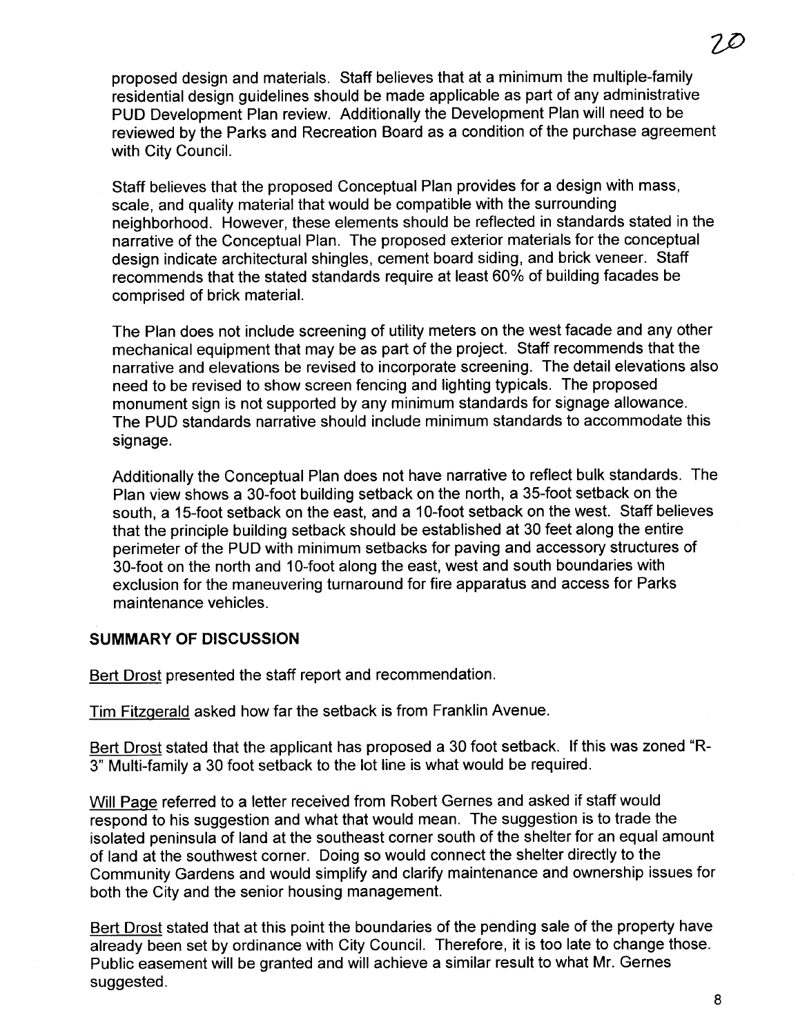proposed design and materials. Staff believes that at a minimum the multiple-family residential design guidelines should be made applicable as part of any administrative PUD Development Plan review. Additionally the Development Plan will need to be reviewed by the Parks and Recreation Board as a condition of the purchase agreement with City Council.

Staff believes that the proposed Conceptual Plan provides for a design with mass, scale, and quality material that would be compatible with the surrounding neighborhood. However, these elements should be reflected in standards stated in the narrative of the Conceptual Plan. The proposed exterior materials for the conceptual design indicate architectural shingles, cement board siding, and brick veneer. Staff recommends that the stated standards require at least 60% of building facades be comprised of brick material.

The Plan does not include screening of utility meters on the west facade and any other mechanical equipment that may be as part of the project. Staff recommends that the narrative and elevations be revised to incorporate screening. The detail elevations also need to be revised to show screen fencing and lighting typicals. The proposed monument sign is not supported by any minimum standards for signage allowance. The PUD standards narrative should include minimum standards to accommodate this signage.

Additionally the Conceptual Plan does not have narrative to reflect bulk standards. The Plan view shows a 30-foot building setback on the north, a 35-foot setback on the south, a 15-foot setback on the east, and a 10-foot setback on the west. Staff believes that the principle building setback should be established at 30 feet along the entire perimeter of the PUD with minimum setbacks for paving and accessory structures of 30-foot on the north and 10-foot along the east, west and south boundaries with exclusion for the maneuvering turnaround for fire apparatus and access for Parks maintenance vehicles.

## SUMMARY OF DISCUSSION

Bert Drost presented the staff report and recommendation.

Tim Fitzgerald asked how far the setback is from Franklin Avenue.

Bert Drost stated that the applicant has proposed a 30 foot setback. If this was zoned "R-3" Multi-family a 30 foot setback to the lot line is what would be required.

Will Page referred to a letter received from Robert Gernes and asked if staff would respond to his suggestion and what that would mean. The suggestion is to trade the isolated peninsula of land at the southeast corner south of the shelter for an equal amount of land at the southwest corner. Doing so would connect the shelter directly to the Community Gardens and would simplify and clarify maintenance and ownership issues for both the City and the senior housing management.

Bert Drost stated that at this point the boundaries of the pending sale of the property have already been set by ordinance with City Council. Therefore, it is too late to change those. Public easement will be granted and will achieve a similar result to what Mr. Gernes suggested.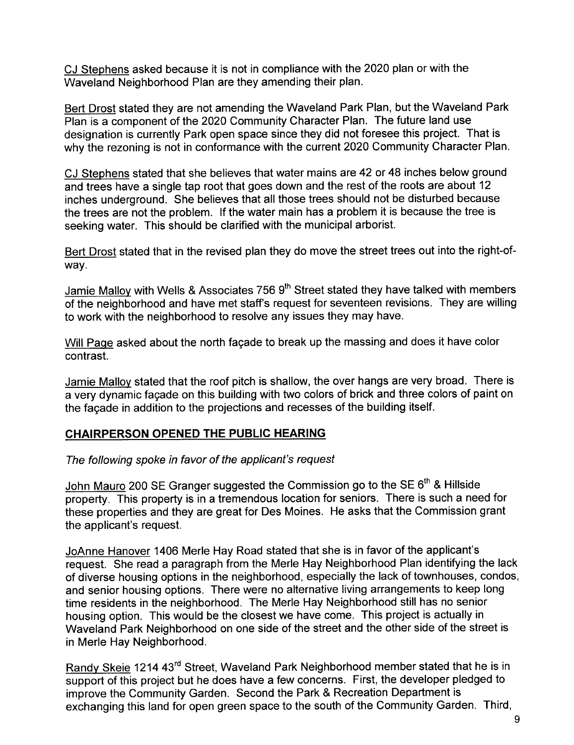CJ Stephens asked because it is not in compliance with the 2020 plan or with the Waveland Neighborhood Plan are they amending their plan.

Bert Drost stated they are not amending the Waveland Park Plan, but the Waveland Park Plan is a component of the 2020 Community Character Plan. The future land use designation is currently Park open space since they did not foresee this project. That is why the rezoning is not in conformance with the current 2020 Community Character Plan.

CJ Stephens stated that she believes that water mains are 42 or 48 inches below ground and trees have a single tap root that goes down and the rest of the roots are about 12 inches underground. She believes that all those trees should not be disturbed because the trees are not the problem. If the water main has a problem it is because the tree is seeking water. This should be clarified with the municipal arborist.

Bert Drost stated that in the revised plan they do move the street trees out into the right-of-way.

Jamie Malloy with Wells & Associates 756 9th Street stated they have talked with members of the neighborhood and have met staff's request for seventeen revisions. They are willing to work with the neighborhood to resolve any issues they may have.

Will Page asked about the north façade to break up the massing and does it have color contrast.

Jamie Malloy stated that the roof pitch is shallow, the over hangs are very broad. There is a very dynamic façade on this building with two colors of brick and three colors of paint on the façade in addition to the projections and recesses of the building itself.

## CHAIRPERSON OPENED THE PUBLIC HEARING

*The following spoke in favor of the applicant's request*

John Mauro 200 SE Granger suggested the Commission go to the SE 6th & Hillside property. This property is in a tremendous location for seniors. There is such a need for these properties and they are great for Des Moines. He asks that the Commission grant the applicant's request.

JoAnne Hanover 1406 Merle Hay Road stated that she is in favor of the applicant's request. She read a paragraph from the Merle Hay Neighborhood Plan identifying the lack of diverse housing options in the neighborhood, especially the lack of townhouses, condos, and senior housing options. There were no alternative living arrangements to keep long time residents in the neighborhood. The Merle Hay Neighborhood still has no senior housing option. This would be the closest we have come. This project is actually in Waveland Park Neighborhood on one side of the street and the other side of the street is in Merle Hay Neighborhood.

Randy Skeie 1214 43rd Street, Waveland Park Neighborhood member stated that he is in support of this project but he does have a few concerns. First, the developer pledged to improve the Community Garden. Second the Park & Recreation Department is exchanging this land for open green space to the south of the Community Garden. Third,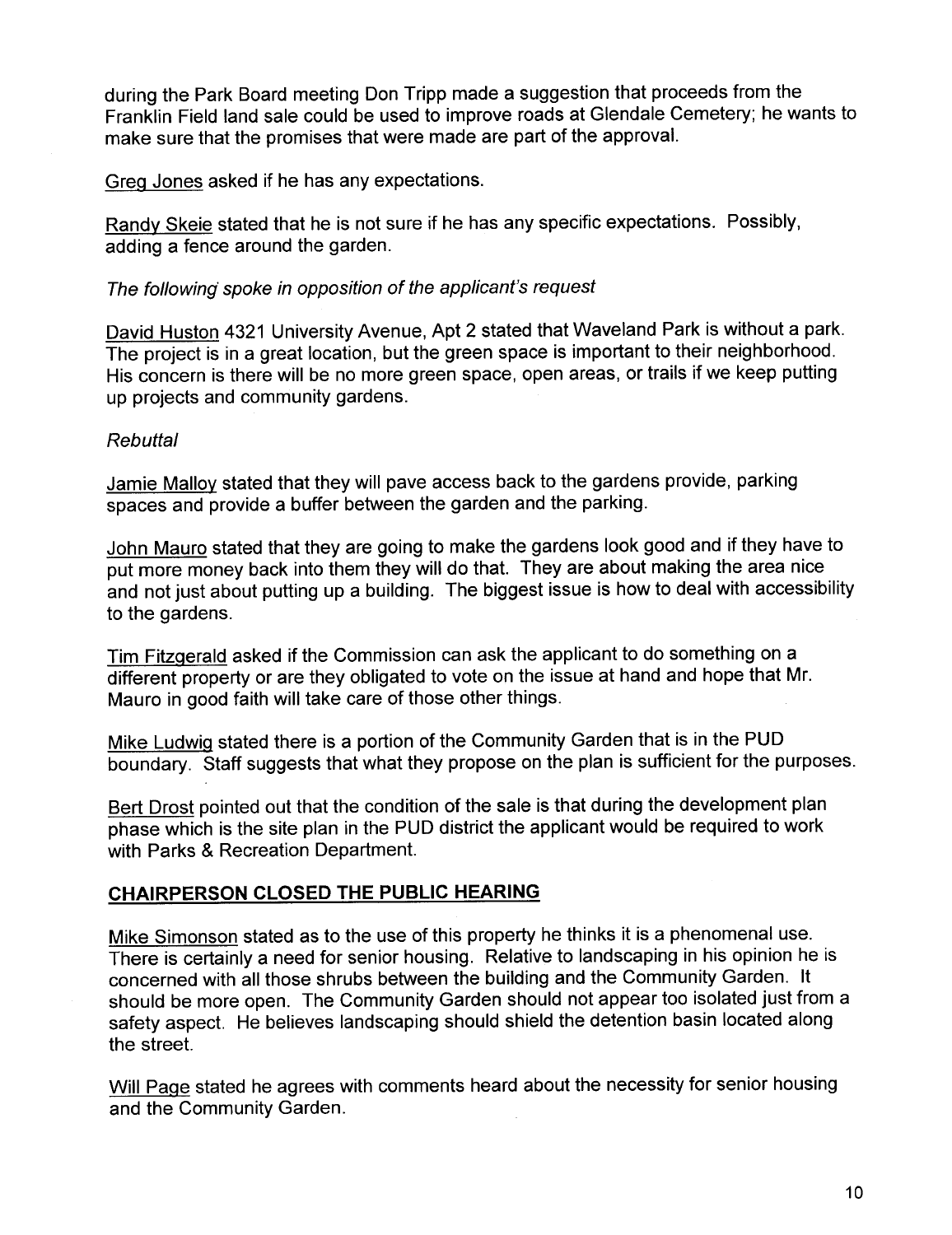during the Park Board meeting Don Tripp made a suggestion that proceeds from the Franklin Field land sale could be used to improve roads at Glendale Cemetery; he wants to make sure that the promises that were made are part of the approval.

Greg Jones asked if he has any expectations.

Randy Skeie stated that he is not sure if he has any specific expectations. Possibly, adding a fence around the garden.

*The following spoke in opposition of the applicant's request*

David Huston 4321 University Avenue, Apt 2 stated that Waveland Park is without a park. The project is in a great location, but the green space is important to their neighborhood. His concern is there will be no more green space, open areas, or trails if we keep putting up projects and community gardens.

*Rebuttal*

Jamie Malloy stated that they will pave access back to the gardens provide, parking spaces and provide a buffer between the garden and the parking.

John Mauro stated that they are going to make the gardens look good and if they have to put more money back into them they will do that. They are about making the area nice and not just about putting up a building. The biggest issue is how to deal with accessibility to the gardens.

Tim Fitzgerald asked if the Commission can ask the applicant to do something on a different property or are they obligated to vote on the issue at hand and hope that Mr. Mauro in good faith will take care of those other things.

Mike Ludwig stated there is a portion of the Community Garden that is in the PUD boundary. Staff suggests that what they propose on the plan is sufficient for the purposes.

Bert Drost pointed out that the condition of the sale is that during the development plan phase which is the site plan in the PUD district the applicant would be required to work with Parks & Recreation Department.

**CHAIRPERSON CLOSED THE PUBLIC HEARING**

Mike Simonson stated as to the use of this property he thinks it is a phenomenal use. There is certainly a need for senior housing. Relative to landscaping in his opinion he is concerned with all those shrubs between the building and the Community Garden. It should be more open. The Community Garden should not appear too isolated just from a safety aspect. He believes landscaping should shield the detention basin located along the street.

Will Page stated he agrees with comments heard about the necessity for senior housing and the Community Garden.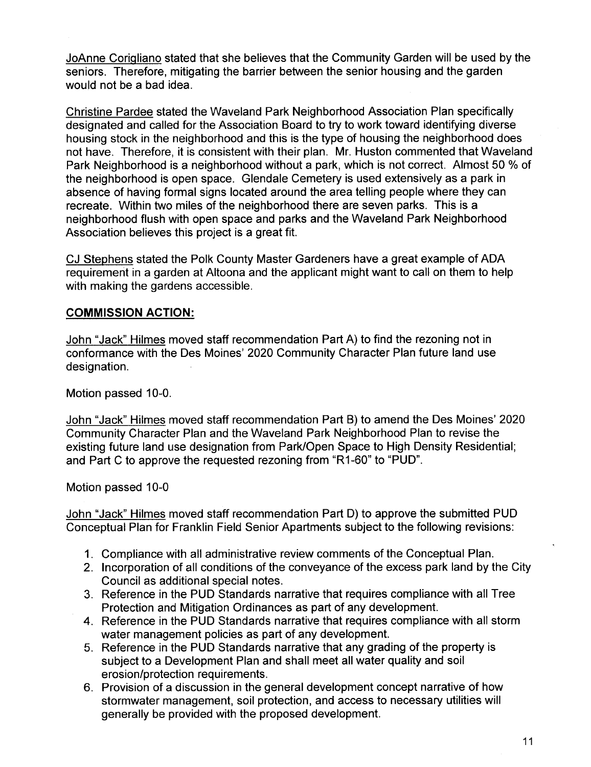JoAnne Corigliano stated that she believes that the Community Garden will be used by the seniors. Therefore, mitigating the barrier between the senior housing and the garden would not be a bad idea.

Christine Pardee stated the Waveland Park Neighborhood Association Plan specifically designated and called for the Association Board to try to work toward identifying diverse housing stock in the neighborhood and this is the type of housing the neighborhood does not have. Therefore, it is consistent with their plan. Mr. Huston commented that Waveland Park Neighborhood is a neighborhood without a park, which is not correct. Almost 50 % of the neighborhood is open space. Glendale Cemetery is used extensively as a park in absence of having formal signs located around the area telling people where they can recreate. Within two miles of the neighborhood there are seven parks. This is a neighborhood flush with open space and parks and the Waveland Park Neighborhood Association believes this project is a great fit.

CJ Stephens stated the Polk County Master Gardeners have a great example of ADA requirement in a garden at Altoona and the applicant might want to call on them to help with making the gardens accessible.

**COMMISSION ACTION:**

John "Jack" Hilmes moved staff recommendation Part A) to find the rezoning not in conformance with the Des Moines' 2020 Community Character Plan future land use designation.

Motion passed 10-0.

John "Jack" Hilmes moved staff recommendation Part B) to amend the Des Moines' 2020 Community Character Plan and the Waveland Park Neighborhood Plan to revise the existing future land use designation from Park/Open Space to High Density Residential; and Part C to approve the requested rezoning from "R1-60" to "PUD".

Motion passed 10-0

John "Jack" Hilmes moved staff recommendation Part D) to approve the submitted PUD Conceptual Plan for Franklin Field Senior Apartments subject to the following revisions:

1. Compliance with all administrative review comments of the Conceptual Plan.
2. Incorporation of all conditions of the conveyance of the excess park land by the City Council as additional special notes.
3. Reference in the PUD Standards narrative that requires compliance with all Tree Protection and Mitigation Ordinances as part of any development.
4. Reference in the PUD Standards narrative that requires compliance with all storm water management policies as part of any development.
5. Reference in the PUD Standards narrative that any grading of the property is subject to a Development Plan and shall meet all water quality and soil erosion/protection requirements.
6. Provision of a discussion in the general development concept narrative of how stormwater management, soil protection, and access to necessary utilities will generally be provided with the proposed development.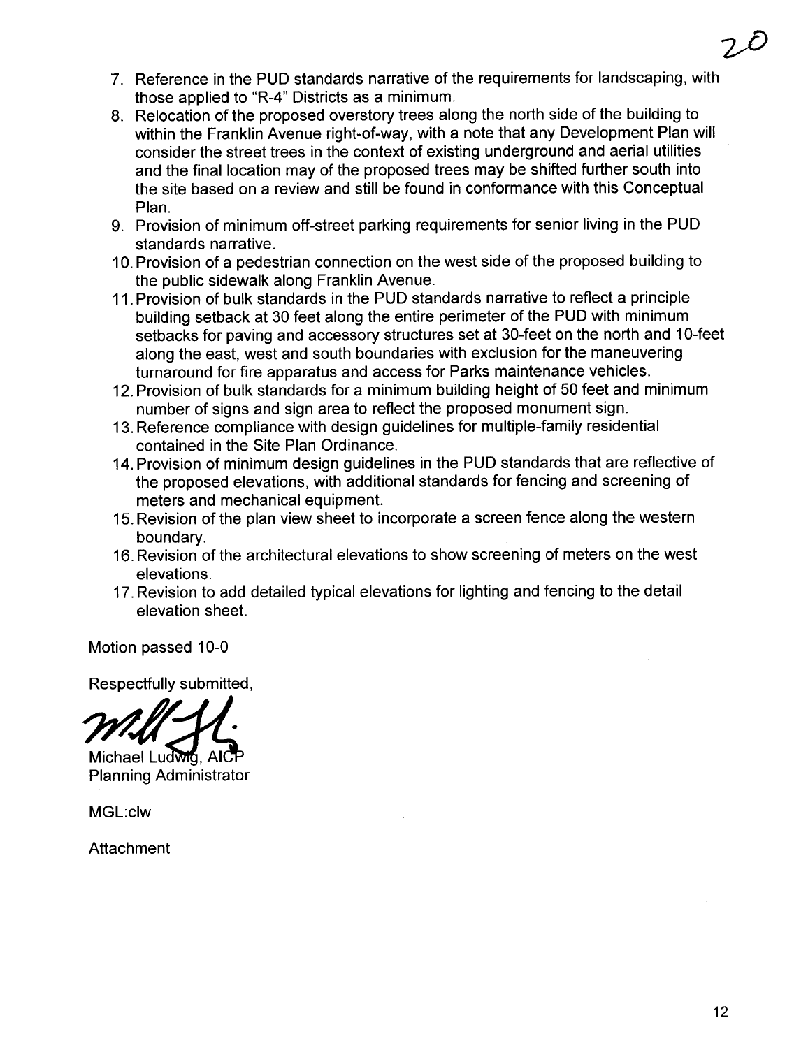7. Reference in the PUD standards narrative of the requirements for landscaping, with those applied to "R-4" Districts as a minimum.
8. Relocation of the proposed overstory trees along the north side of the building to within the Franklin Avenue right-of-way, with a note that any Development Plan will consider the street trees in the context of existing underground and aerial utilities and the final location may of the proposed trees may be shifted further south into the site based on a review and still be found in conformance with this Conceptual Plan.
9. Provision of minimum off-street parking requirements for senior living in the PUD standards narrative.
10. Provision of a pedestrian connection on the west side of the proposed building to the public sidewalk along Franklin Avenue.
11. Provision of bulk standards in the PUD standards narrative to reflect a principle building setback at 30 feet along the entire perimeter of the PUD with minimum setbacks for paving and accessory structures set at 30-feet on the north and 10-feet along the east, west and south boundaries with exclusion for the maneuvering turnaround for fire apparatus and access for Parks maintenance vehicles.
12. Provision of bulk standards for a minimum building height of 50 feet and minimum number of signs and sign area to reflect the proposed monument sign.
13. Reference compliance with design guidelines for multiple-family residential contained in the Site Plan Ordinance.
14. Provision of minimum design guidelines in the PUD standards that are reflective of the proposed elevations, with additional standards for fencing and screening of meters and mechanical equipment.
15. Revision of the plan view sheet to incorporate a screen fence along the western boundary.
16. Revision of the architectural elevations to show screening of meters on the west elevations.
17. Revision to add detailed typical elevations for lighting and fencing to the detail elevation sheet.

Motion passed 10-0

Respectfully submitted,

Michael Ludwig, AICP
Planning Administrator

MGL:clw

Attachment